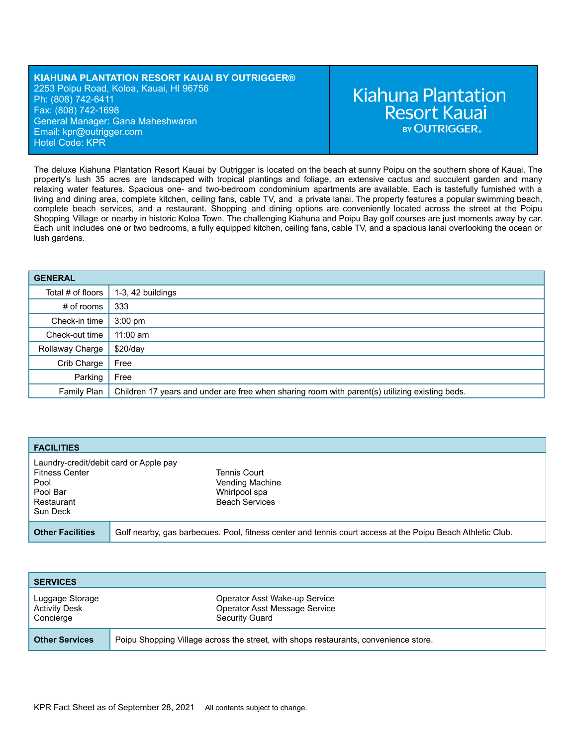**KIAHUNA PLANTATION RESORT KAUAI BY OUTRIGGER®**
2253 Poipu Road, Koloa, Kauai, HI 96756
Ph: (808) 742-6411
Fax: (808) 742-1698
General Manager: Gana Maheshwaran
Email: kpr@outrigger.com
Hotel Code: KPR

Kiahuna Plantation Resort Kauai BY OUTRIGGER®

The deluxe Kiahuna Plantation Resort Kauai by Outrigger is located on the beach at sunny Poipu on the southern shore of Kauai. The property's lush 35 acres are landscaped with tropical plantings and foliage, an extensive cactus and succulent garden and many relaxing water features. Spacious one- and two-bedroom condominium apartments are available. Each is tastefully furnished with a living and dining area, complete kitchen, ceiling fans, cable TV, and a private lanai. The property features a popular swimming beach, complete beach services, and a restaurant. Shopping and dining options are conveniently located across the street at the Poipu Shopping Village or nearby in historic Koloa Town. The challenging Kiahuna and Poipu Bay golf courses are just moments away by car. Each unit includes one or two bedrooms, a fully equipped kitchen, ceiling fans, cable TV, and a spacious lanai overlooking the ocean or lush gardens.

| GENERAL | |
|---|---|
| Total # of floors | 1-3, 42 buildings |
| # of rooms | 333 |
| Check-in time | 3:00 pm |
| Check-out time | 11:00 am |
| Rollaway Charge | $20/day |
| Crib Charge | Free |
| Parking | Free |
| Family Plan | Children 17 years and under are free when sharing room with parent(s) utilizing existing beds. |

## FACILITIES

- Laundry-credit/debit card or Apple pay
- Fitness Center
- Pool
- Pool Bar
- Restaurant
- Sun Deck
- Tennis Court
- Vending Machine
- Whirlpool spa
- Beach Services

**Other Facilities:** Golf nearby, gas barbecues. Pool, fitness center and tennis court access at the Poipu Beach Athletic Club.

## SERVICES

- Luggage Storage
- Activity Desk
- Concierge
- Operator Asst Wake-up Service
- Operator Asst Message Service
- Security Guard

**Other Services:** Poipu Shopping Village across the street, with shops restaurants, convenience store.

KPR Fact Sheet as of September 28, 2021 All contents subject to change.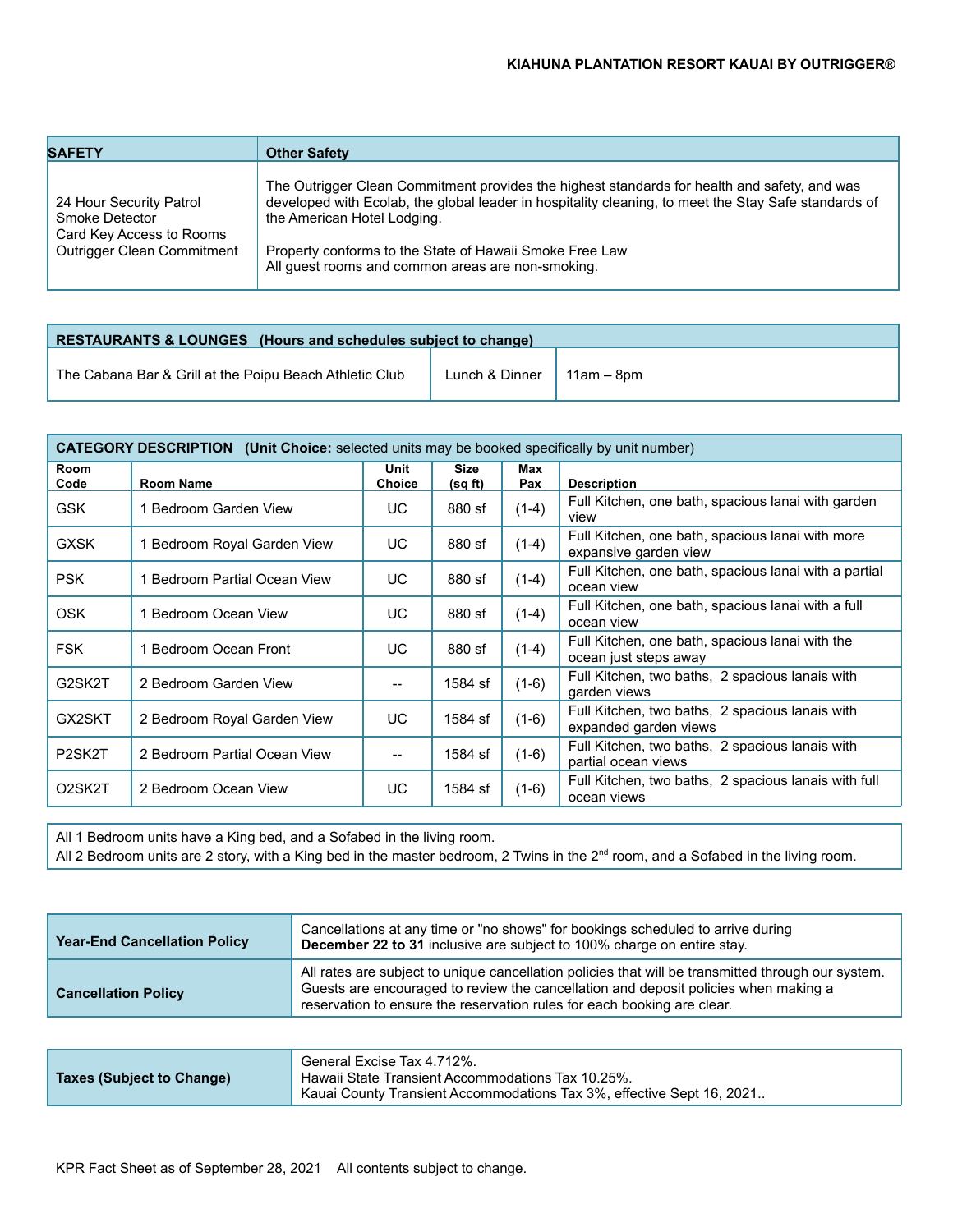| SAFETY | Other Safety |
|---|---|
| 24 Hour Security Patrol<br>Smoke Detector<br>Card Key Access to Rooms<br>Outrigger Clean Commitment | The Outrigger Clean Commitment provides the highest standards for health and safety, and was developed with Ecolab, the global leader in hospitality cleaning, to meet the Stay Safe standards of the American Hotel Lodging.<br><br>Property conforms to the State of Hawaii Smoke Free Law<br>All guest rooms and common areas are non-smoking. |

| RESTAURANTS & LOUNGES (Hours and schedules subject to change) | | |
|---|---|---|
| The Cabana Bar & Grill at the Poipu Beach Athletic Club | Lunch & Dinner | 11am – 8pm |

**CATEGORY DESCRIPTION** (**Unit Choice:** selected units may be booked specifically by unit number)

| Room Code | Room Name | Unit Choice | Size (sq ft) | Max Pax | Description |
|---|---|---|---|---|---|
| GSK | 1 Bedroom Garden View | UC | 880 sf | (1-4) | Full Kitchen, one bath, spacious lanai with garden view |
| GXSK | 1 Bedroom Royal Garden View | UC | 880 sf | (1-4) | Full Kitchen, one bath, spacious lanai with more expansive garden view |
| PSK | 1 Bedroom Partial Ocean View | UC | 880 sf | (1-4) | Full Kitchen, one bath, spacious lanai with a partial ocean view |
| OSK | 1 Bedroom Ocean View | UC | 880 sf | (1-4) | Full Kitchen, one bath, spacious lanai with a full ocean view |
| FSK | 1 Bedroom Ocean Front | UC | 880 sf | (1-4) | Full Kitchen, one bath, spacious lanai with the ocean just steps away |
| G2SK2T | 2 Bedroom Garden View | -- | 1584 sf | (1-6) | Full Kitchen, two baths, 2 spacious lanais with garden views |
| GX2SKT | 2 Bedroom Royal Garden View | UC | 1584 sf | (1-6) | Full Kitchen, two baths, 2 spacious lanais with expanded garden views |
| P2SK2T | 2 Bedroom Partial Ocean View | -- | 1584 sf | (1-6) | Full Kitchen, two baths, 2 spacious lanais with partial ocean views |
| O2SK2T | 2 Bedroom Ocean View | UC | 1584 sf | (1-6) | Full Kitchen, two baths, 2 spacious lanais with full ocean views |

All 1 Bedroom units have a King bed, and a Sofabed in the living room.
All 2 Bedroom units are 2 story, with a King bed in the master bedroom, 2 Twins in the 2nd room, and a Sofabed in the living room.

| | |
|---|---|
| **Year-End Cancellation Policy** | Cancellations at any time or "no shows" for bookings scheduled to arrive during **December 22 to 31** inclusive are subject to 100% charge on entire stay. |
| **Cancellation Policy** | All rates are subject to unique cancellation policies that will be transmitted through our system. Guests are encouraged to review the cancellation and deposit policies when making a reservation to ensure the reservation rules for each booking are clear. |

| | |
|---|---|
| **Taxes (Subject to Change)** | General Excise Tax 4.712%.<br>Hawaii State Transient Accommodations Tax 10.25%.<br>Kauai County Transient Accommodations Tax 3%, effective Sept 16, 2021.. |

KPR Fact Sheet as of September 28, 2021 All contents subject to change.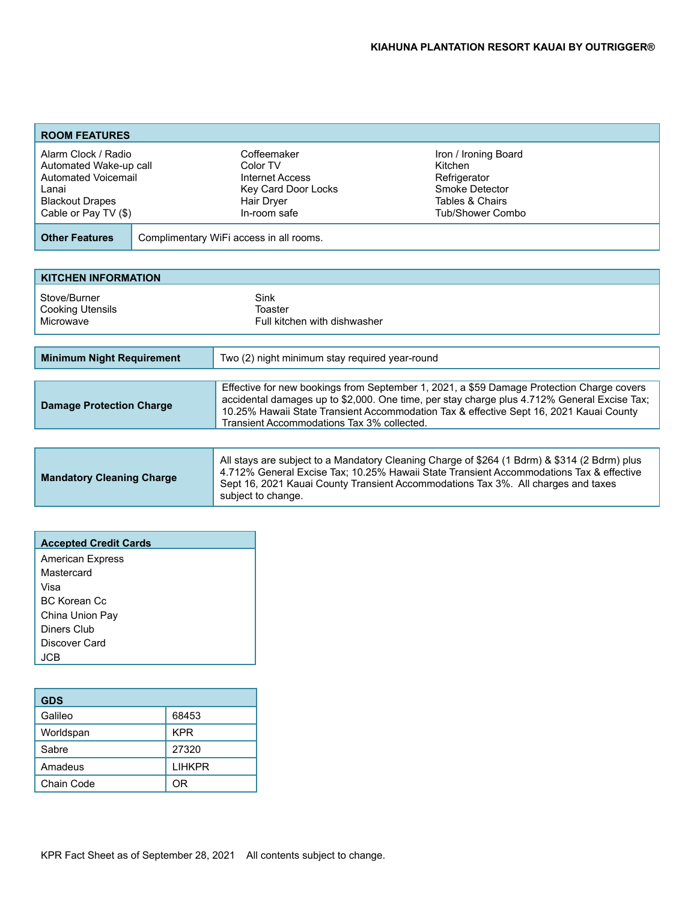## ROOM FEATURES

| | | |
|---|---|---|
| Alarm Clock / Radio | Coffeemaker | Iron / Ironing Board |
| Automated Wake-up call | Color TV | Kitchen |
| Automated Voicemail | Internet Access | Refrigerator |
| Lanai | Key Card Door Locks | Smoke Detector |
| Blackout Drapes | Hair Dryer | Tables & Chairs |
| Cable or Pay TV ($) | In-room safe | Tub/Shower Combo |

| | |
|---|---|
| **Other Features** | Complimentary WiFi access in all rooms. |

## KITCHEN INFORMATION

| | |
|---|---|
| Stove/Burner | Sink |
| Cooking Utensils | Toaster |
| Microwave | Full kitchen with dishwasher |

| | |
|---|---|
| **Minimum Night Requirement** | Two (2) night minimum stay required year-round |

| | |
|---|---|
| **Damage Protection Charge** | Effective for new bookings from September 1, 2021, a $59 Damage Protection Charge covers accidental damages up to $2,000. One time, per stay charge plus 4.712% General Excise Tax; 10.25% Hawaii State Transient Accommodation Tax & effective Sept 16, 2021 Kauai County Transient Accommodations Tax 3% collected. |

| | |
|---|---|
| **Mandatory Cleaning Charge** | All stays are subject to a Mandatory Cleaning Charge of $264 (1 Bdrm) & $314 (2 Bdrm) plus 4.712% General Excise Tax; 10.25% Hawaii State Transient Accommodations Tax & effective Sept 16, 2021 Kauai County Transient Accommodations Tax 3%. All charges and taxes subject to change. |

## Accepted Credit Cards

- American Express
- Mastercard
- Visa
- BC Korean Cc
- China Union Pay
- Diners Club
- Discover Card
- JCB

## GDS

| | |
|---|---|
| Galileo | 68453 |
| Worldspan | KPR |
| Sabre | 27320 |
| Amadeus | LIHKPR |
| Chain Code | OR |

KPR Fact Sheet as of September 28, 2021 All contents subject to change.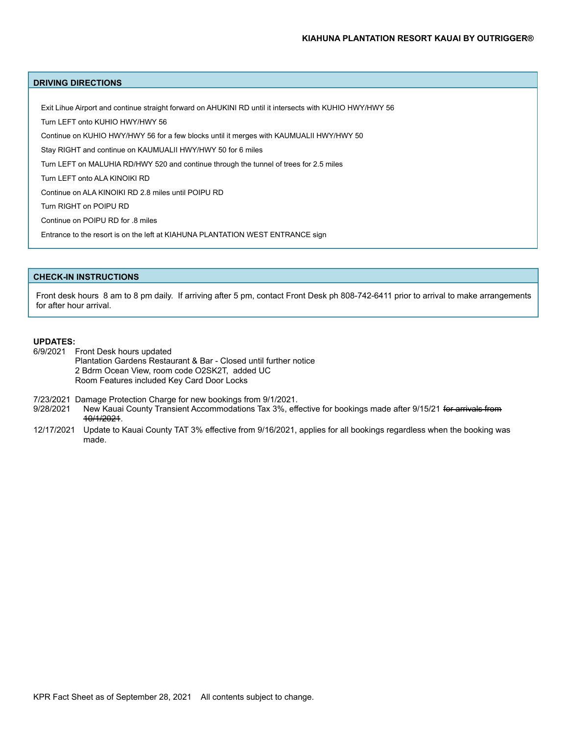## DRIVING DIRECTIONS

Exit Lihue Airport and continue straight forward on AHUKINI RD until it intersects with KUHIO HWY/HWY 56

Turn LEFT onto KUHIO HWY/HWY 56

Continue on KUHIO HWY/HWY 56 for a few blocks until it merges with KAUMUALII HWY/HWY 50

Stay RIGHT and continue on KAUMUALII HWY/HWY 50 for 6 miles

Turn LEFT on MALUHIA RD/HWY 520 and continue through the tunnel of trees for 2.5 miles

Turn LEFT onto ALA KINOIKI RD

Continue on ALA KINOIKI RD 2.8 miles until POIPU RD

Turn RIGHT on POIPU RD

Continue on POIPU RD for .8 miles

Entrance to the resort is on the left at KIAHUNA PLANTATION WEST ENTRANCE sign

## CHECK-IN INSTRUCTIONS

Front desk hours 8 am to 8 pm daily. If arriving after 5 pm, contact Front Desk ph 808-742-6411 prior to arrival to make arrangements for after hour arrival.

**UPDATES:**

6/9/2021 Front Desk hours updated
Plantation Gardens Restaurant & Bar - Closed until further notice
2 Bdrm Ocean View, room code O2SK2T, added UC
Room Features included Key Card Door Locks

7/23/2021 Damage Protection Charge for new bookings from 9/1/2021.

9/28/2021 New Kauai County Transient Accommodations Tax 3%, effective for bookings made after 9/15/21 ~~for arrivals from 10/1/2021~~.

12/17/2021 Update to Kauai County TAT 3% effective from 9/16/2021, applies for all bookings regardless when the booking was made.

KPR Fact Sheet as of September 28, 2021 All contents subject to change.